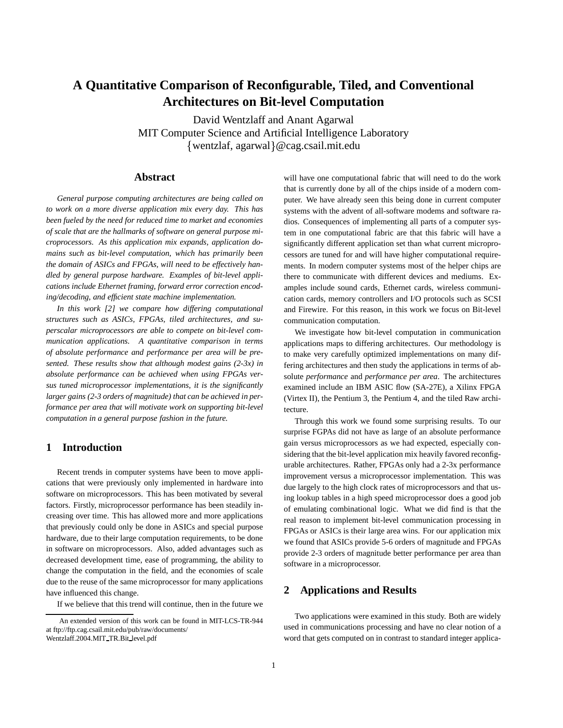# A Quantitative Comparison of Reconfigurable, Tiled, and Conventional Architectures on Bit-level Computation

David Wentzlaff and Anant Agarwal
MIT Computer Science and Artificial Intelligence Laboratory
{wentzlaf, agarwal}@cag.csail.mit.edu

## Abstract

*General purpose computing architectures are being called on to work on a more diverse application mix every day. This has been fueled by the need for reduced time to market and economies of scale that are the hallmarks of software on general purpose microprocessors. As this application mix expands, application domains such as bit-level computation, which has primarily been the domain of ASICs and FPGAs, will need to be effectively handled by general purpose hardware. Examples of bit-level applications include Ethernet framing, forward error correction encoding/decoding, and efficient state machine implementation.*

*In this work [2] we compare how differing computational structures such as ASICs, FPGAs, tiled architectures, and superscalar microprocessors are able to compete on bit-level communication applications. A quantitative comparison in terms of absolute performance and performance per area will be presented. These results show that although modest gains (2-3x) in absolute performance can be achieved when using FPGAs versus tuned microprocessor implementations, it is the significantly larger gains (2-3 orders of magnitude) that can be achieved in performance per area that will motivate work on supporting bit-level computation in a general purpose fashion in the future.*

## 1 Introduction

Recent trends in computer systems have been to move applications that were previously only implemented in hardware into software on microprocessors. This has been motivated by several factors. Firstly, microprocessor performance has been steadily increasing over time. This has allowed more and more applications that previously could only be done in ASICs and special purpose hardware, due to their large computation requirements, to be done in software on microprocessors. Also, added advantages such as decreased development time, ease of programming, the ability to change the computation in the field, and the economies of scale due to the reuse of the same microprocessor for many applications have influenced this change.

If we believe that this trend will continue, then in the future we will have one computational fabric that will need to do the work that is currently done by all of the chips inside of a modern computer. We have already seen this being done in current computer systems with the advent of all-software modems and software radios. Consequences of implementing all parts of a computer system in one computational fabric are that this fabric will have a significantly different application set than what current microprocessors are tuned for and will have higher computational requirements. In modern computer systems most of the helper chips are there to communicate with different devices and mediums. Examples include sound cards, Ethernet cards, wireless communication cards, memory controllers and I/O protocols such as SCSI and Firewire. For this reason, in this work we focus on Bit-level communication computation.

We investigate how bit-level computation in communication applications maps to differing architectures. Our methodology is to make very carefully optimized implementations on many differing architectures and then study the applications in terms of absolute *performance* and *performance per area*. The architectures examined include an IBM ASIC flow (SA-27E), a Xilinx FPGA (Virtex II), the Pentium 3, the Pentium 4, and the tiled Raw architecture.

Through this work we found some surprising results. To our surprise FGPAs did not have as large of an absolute performance gain versus microprocessors as we had expected, especially considering that the bit-level application mix heavily favored reconfigurable architectures. Rather, FPGAs only had a 2-3x performance improvement versus a microprocessor implementation. This was due largely to the high clock rates of microprocessors and that using lookup tables in a high speed microprocessor does a good job of emulating combinational logic. What we did find is that the real reason to implement bit-level communication processing in FPGAs or ASICs is their large area wins. For our application mix we found that ASICs provide 5-6 orders of magnitude and FPGAs provide 2-3 orders of magnitude better performance per area than software in a microprocessor.

## 2 Applications and Results

Two applications were examined in this study. Both are widely used in communications processing and have no clear notion of a word that gets computed on in contrast to standard integer applica-

An extended version of this work can be found in MIT-LCS-TR-944 at ftp://ftp.cag.csail.mit.edu/pub/raw/documents/Wentzlaff.2004.MIT_TR.Bit_level.pdf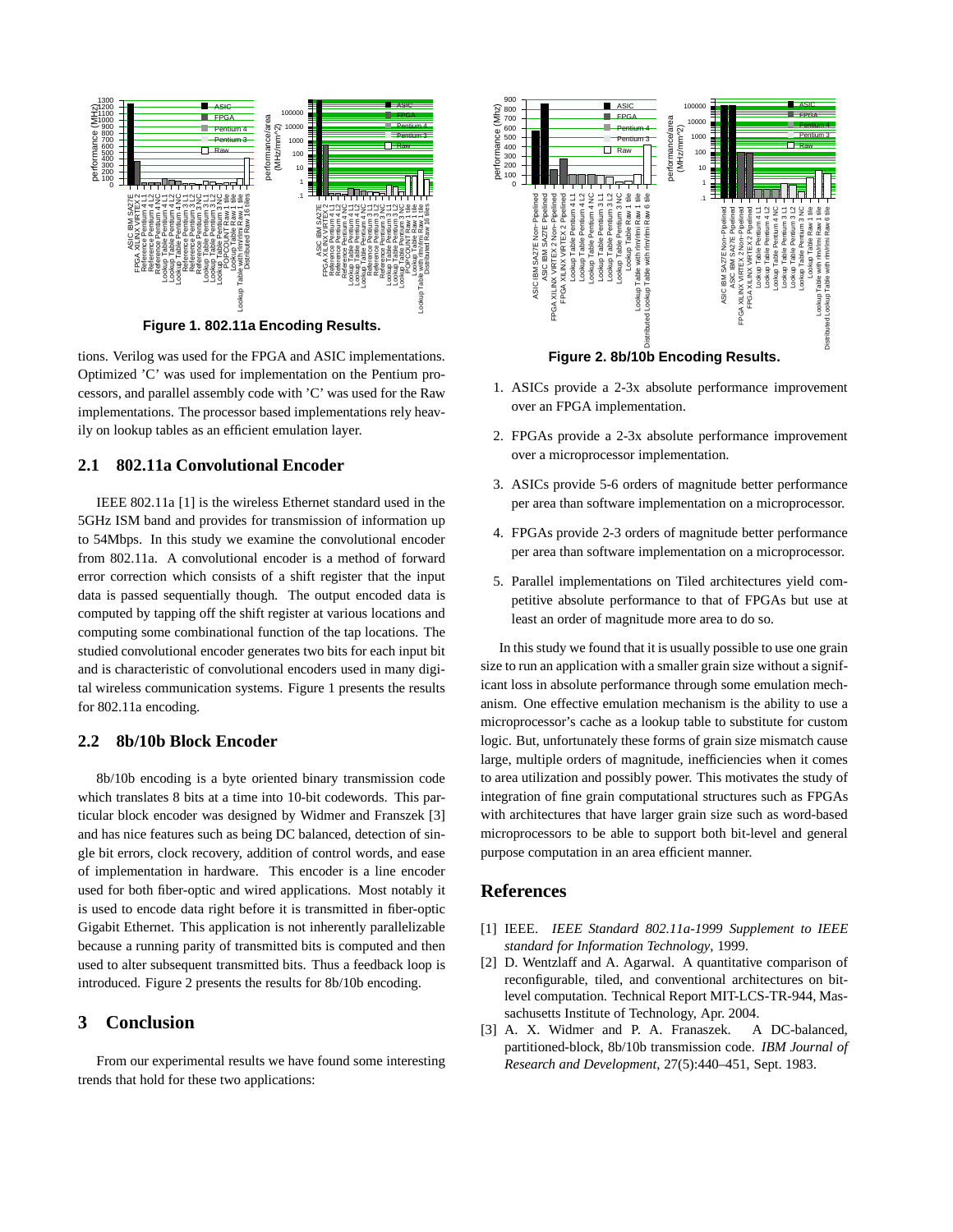performance (MHz)
1300
1200
1100
1000
900
800
700
600
500
400
300
200
100
0

ASIC
FPGA
Pentium 4
Pentium 3
Raw

ASIC IBM SA27E
FPGA XILINX VIRTEX 2
Reference Pentium 4 L1
Reference Pentium 4 L2
Reference Pentium 4 NC
Lookup Table Pentium 4 L1
Lookup Table Pentium 4 L2
Lookup Table Pentium 4 NC
Reference Pentium 3 L1
Reference Pentium 3 L2
Reference Pentium 3 NC
Lookup Table Pentium 3 L1
Lookup Table Pentium 3 L2
Lookup Table Pentium 3 NC
POPCOUNT Raw 1 tile
Lookup Table Raw 1 tile
Lookup Table with rlm/rlmi Raw 1 tile
Distributed Raw 16 tiles

performance/area (MHz/mm^2)
100000
10000
1000
100
10
1
.1

Figure 1. 802.11a Encoding Results.

performance (Mhz)
900
800
700
600
500
400
300
200
100
0

ASIC
FPGA
Pentium 4
Pentium 3
Raw

ASIC IBM SA27E Non-Pipelined
ASIC IBM SA27E Pipelined
FPGA XILINX VIRTEX 2 Non-Pipelined
FPGA XILINX VIRTEX 2 Pipelined
Lookup Table Pentium 4 L1
Lookup Table Pentium 4 L2
Lookup Table Pentium 4 NC
Lookup Table Pentium 3 L1
Lookup Table Pentium 3 L2
Lookup Table Pentium 3 NC
Lookup Table Raw 1 tile
Lookup Table with rlm/rlmi Raw 1 tile
Distributed Lookup Table with rlm/rlmi Raw 6 tile

performance/area (MHz/mm^2)
100000
10000
1000
100
10
1
.1

Figure 2. 8b/10b Encoding Results.

tions. Verilog was used for the FPGA and ASIC implementations. Optimized 'C' was used for implementation on the Pentium processors, and parallel assembly code with 'C' was used for the Raw implementations. The processor based implementations rely heavily on lookup tables as an efficient emulation layer.

### 2.1 802.11a Convolutional Encoder

IEEE 802.11a [1] is the wireless Ethernet standard used in the 5GHz ISM band and provides for transmission of information up to 54Mbps. In this study we examine the convolutional encoder from 802.11a. A convolutional encoder is a method of forward error correction which consists of a shift register that the input data is passed sequentially though. The output encoded data is computed by tapping off the shift register at various locations and computing some combinational function of the tap locations. The studied convolutional encoder generates two bits for each input bit and is characteristic of convolutional encoders used in many digital wireless communication systems. Figure 1 presents the results for 802.11a encoding.

### 2.2 8b/10b Block Encoder

8b/10b encoding is a byte oriented binary transmission code which translates 8 bits at a time into 10-bit codewords. This particular block encoder was designed by Widmer and Franszek [3] and has nice features such as being DC balanced, detection of single bit errors, clock recovery, addition of control words, and ease of implementation in hardware. This encoder is a line encoder used for both fiber-optic and wired applications. Most notably it is used to encode data right before it is transmitted in fiber-optic Gigabit Ethernet. This application is not inherently parallelizable because a running parity of transmitted bits is computed and then used to alter subsequent transmitted bits. Thus a feedback loop is introduced. Figure 2 presents the results for 8b/10b encoding.

## 3 Conclusion

From our experimental results we have found some interesting trends that hold for these two applications:

1. ASICs provide a 2-3x absolute performance improvement over an FPGA implementation.
2. FPGAs provide a 2-3x absolute performance improvement over a microprocessor implementation.
3. ASICs provide 5-6 orders of magnitude better performance per area than software implementation on a microprocessor.
4. FPGAs provide 2-3 orders of magnitude better performance per area than software implementation on a microprocessor.
5. Parallel implementations on Tiled architectures yield competitive absolute performance to that of FPGAs but use at least an order of magnitude more area to do so.

In this study we found that it is usually possible to use one grain size to run an application with a smaller grain size without a significant loss in absolute performance through some emulation mechanism. One effective emulation mechanism is the ability to use a microprocessor's cache as a lookup table to substitute for custom logic. But, unfortunately these forms of grain size mismatch cause large, multiple orders of magnitude, inefficiencies when it comes to area utilization and possibly power. This motivates the study of integration of fine grain computational structures such as FPGAs with architectures that have larger grain size such as word-based microprocessors to be able to support both bit-level and general purpose computation in an area efficient manner.

## References

[1] IEEE. *IEEE Standard 802.11a-1999 Supplement to IEEE standard for Information Technology*, 1999.

[2] D. Wentzlaff and A. Agarwal. A quantitative comparison of reconfigurable, tiled, and conventional architectures on bit-level computation. Technical Report MIT-LCS-TR-944, Massachusetts Institute of Technology, Apr. 2004.

[3] A. X. Widmer and P. A. Franaszek. A DC-balanced, partitioned-block, 8b/10b transmission code. *IBM Journal of Research and Development*, 27(5):440–451, Sept. 1983.